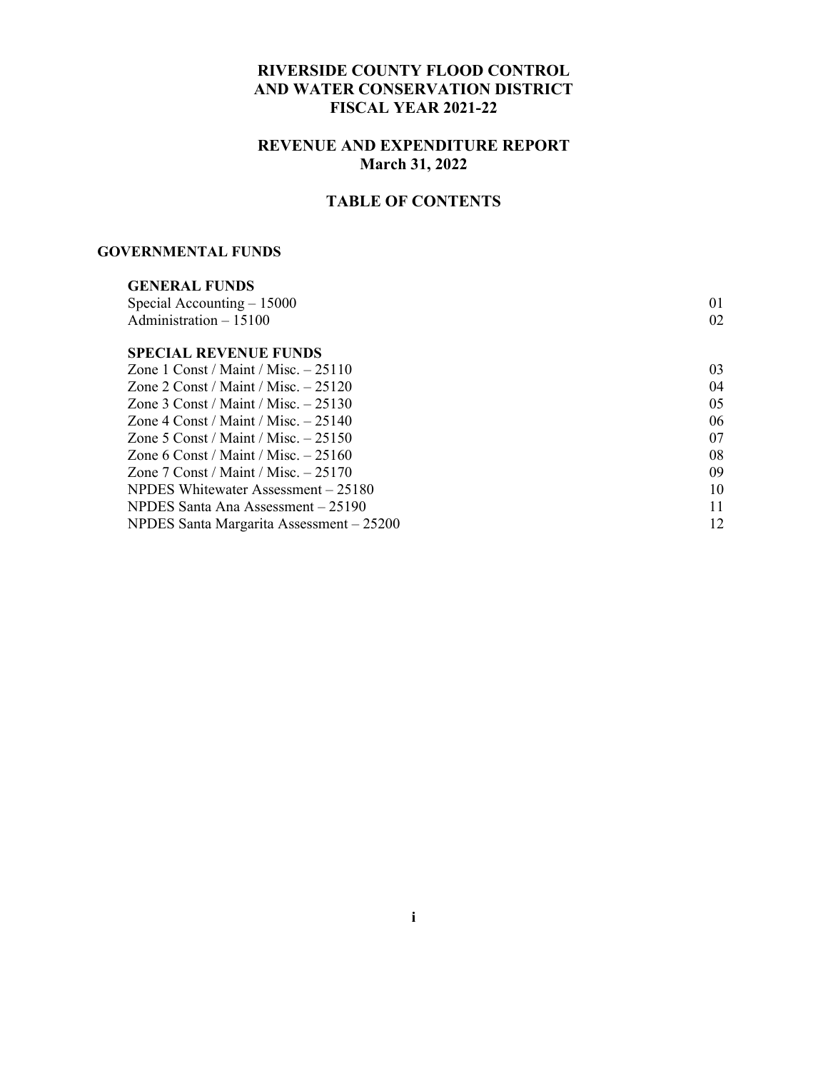# RIVERSIDE COUNTY FLOOD CONTROL AND WATER CONSERVATION DISTRICT FISCAL YEAR 2021-22

## REVENUE AND EXPENDITURE REPORT March 31, 2022

## TABLE OF CONTENTS

### GOVERNMENTAL FUNDS

| | |
|---|---|
| **GENERAL FUNDS** | |
| Special Accounting – 15000 | 01 |
| Administration – 15100 | 02 |
| **SPECIAL REVENUE FUNDS** | |
| Zone 1 Const / Maint / Misc. – 25110 | 03 |
| Zone 2 Const / Maint / Misc. – 25120 | 04 |
| Zone 3 Const / Maint / Misc. – 25130 | 05 |
| Zone 4 Const / Maint / Misc. – 25140 | 06 |
| Zone 5 Const / Maint / Misc. – 25150 | 07 |
| Zone 6 Const / Maint / Misc. – 25160 | 08 |
| Zone 7 Const / Maint / Misc. – 25170 | 09 |
| NPDES Whitewater Assessment – 25180 | 10 |
| NPDES Santa Ana Assessment – 25190 | 11 |
| NPDES Santa Margarita Assessment – 25200 | 12 |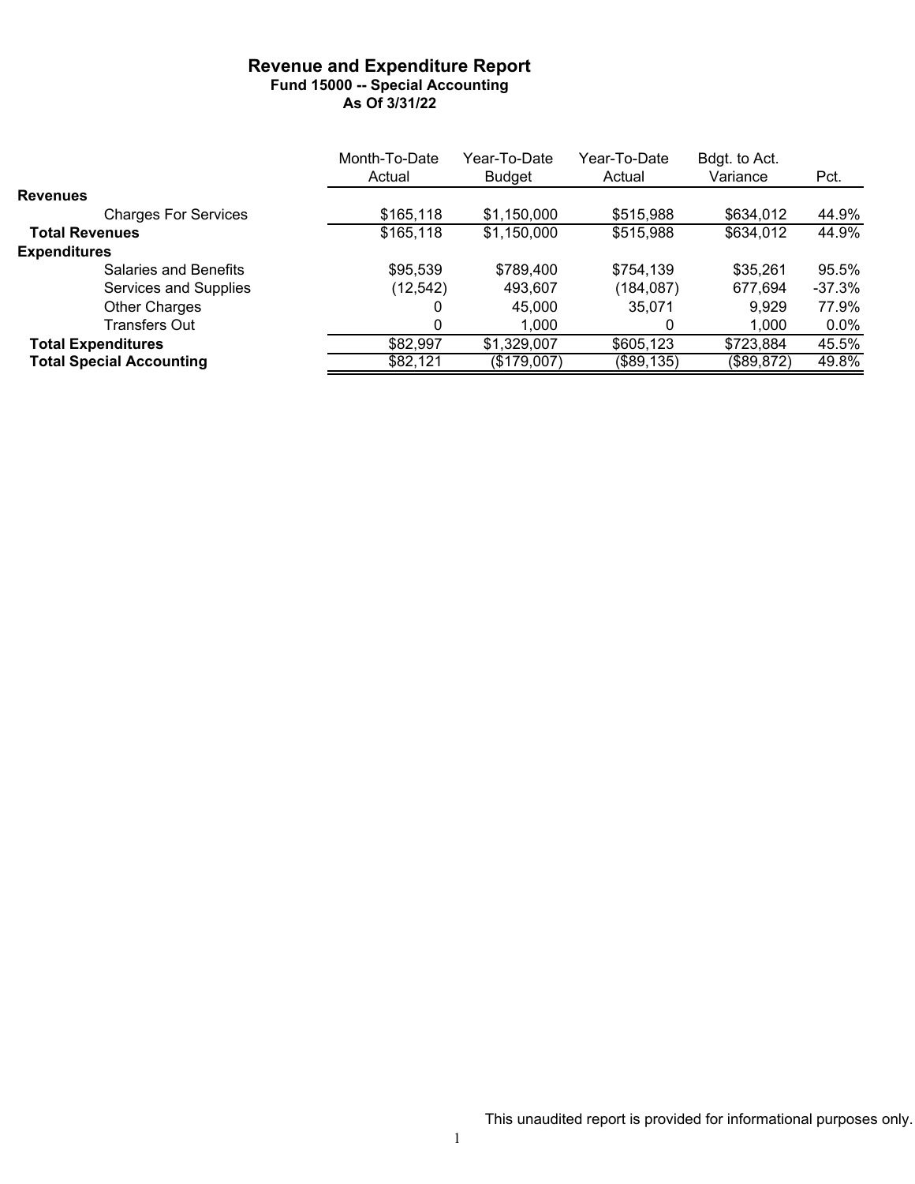# Revenue and Expenditure Report

### Fund 15000 -- Special Accounting

### As Of 3/31/22

| | Month-To-Date Actual | Year-To-Date Budget | Year-To-Date Actual | Bdgt. to Act. Variance | Pct. |
|---|---|---|---|---|---|
| **Revenues** | | | | | |
| Charges For Services | $165,118 | $1,150,000 | $515,988 | $634,012 | 44.9% |
| **Total Revenues** | $165,118 | $1,150,000 | $515,988 | $634,012 | 44.9% |
| **Expenditures** | | | | | |
| Salaries and Benefits | $95,539 | $789,400 | $754,139 | $35,261 | 95.5% |
| Services and Supplies | (12,542) | 493,607 | (184,087) | 677,694 | -37.3% |
| Other Charges | 0 | 45,000 | 35,071 | 9,929 | 77.9% |
| Transfers Out | 0 | 1,000 | 0 | 1,000 | 0.0% |
| **Total Expenditures** | $82,997 | $1,329,007 | $605,123 | $723,884 | 45.5% |
| **Total Special Accounting** | $82,121 | ($179,007) | ($89,135) | ($89,872) | 49.8% |

This unaudited report is provided for informational purposes only.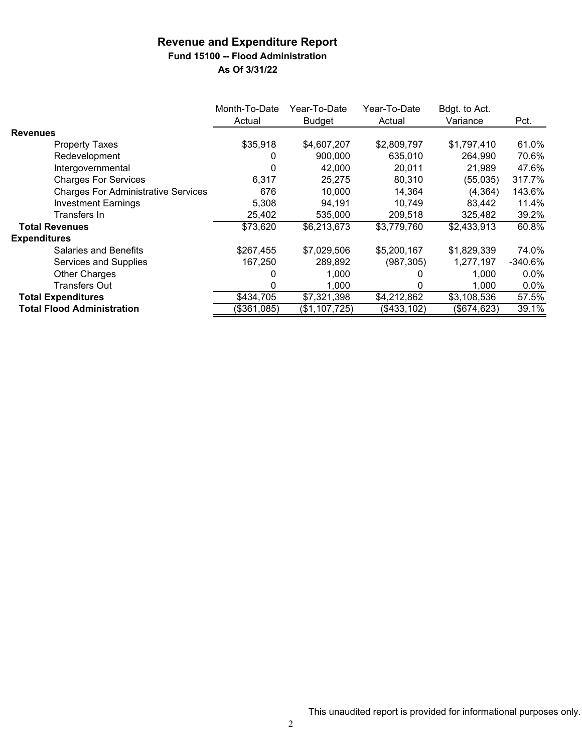# Revenue and Expenditure Report

## Fund 15100 -- Flood Administration

### As Of 3/31/22

| | Month-To-Date Actual | Year-To-Date Budget | Year-To-Date Actual | Bdgt. to Act. Variance | Pct. |
|---|---|---|---|---|---|
| **Revenues** | | | | | |
| Property Taxes | $35,918 | $4,607,207 | $2,809,797 | $1,797,410 | 61.0% |
| Redevelopment | 0 | 900,000 | 635,010 | 264,990 | 70.6% |
| Intergovernmental | 0 | 42,000 | 20,011 | 21,989 | 47.6% |
| Charges For Services | 6,317 | 25,275 | 80,310 | (55,035) | 317.7% |
| Charges For Administrative Services | 676 | 10,000 | 14,364 | (4,364) | 143.6% |
| Investment Earnings | 5,308 | 94,191 | 10,749 | 83,442 | 11.4% |
| Transfers In | 25,402 | 535,000 | 209,518 | 325,482 | 39.2% |
| **Total Revenues** | $73,620 | $6,213,673 | $3,779,760 | $2,433,913 | 60.8% |
| **Expenditures** | | | | | |
| Salaries and Benefits | $267,455 | $7,029,506 | $5,200,167 | $1,829,339 | 74.0% |
| Services and Supplies | 167,250 | 289,892 | (987,305) | 1,277,197 | -340.6% |
| Other Charges | 0 | 1,000 | 0 | 1,000 | 0.0% |
| Transfers Out | 0 | 1,000 | 0 | 1,000 | 0.0% |
| **Total Expenditures** | $434,705 | $7,321,398 | $4,212,862 | $3,108,536 | 57.5% |
| **Total Flood Administration** | ($361,085) | ($1,107,725) | ($433,102) | ($674,623) | 39.1% |

This unaudited report is provided for informational purposes only.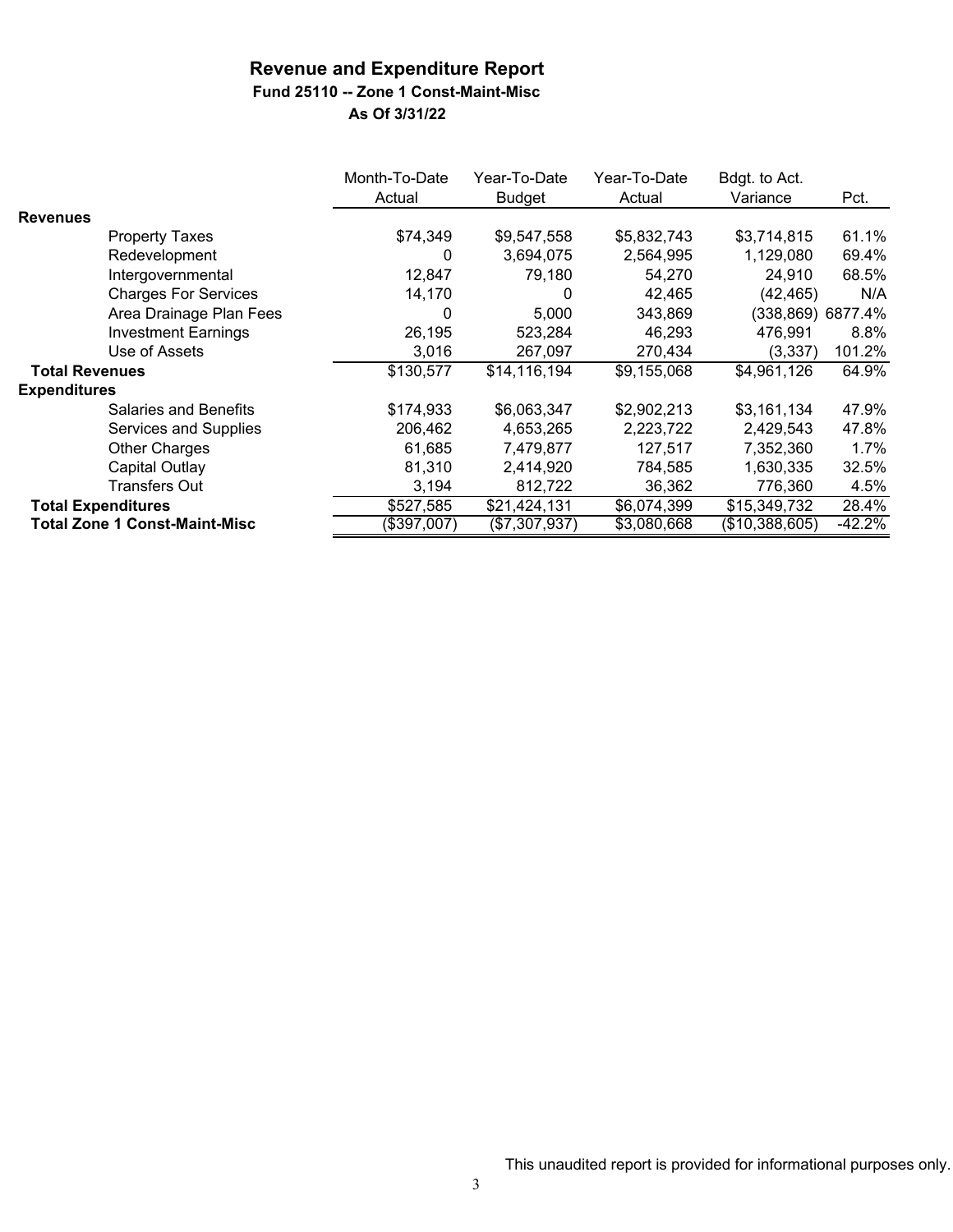# Revenue and Expenditure Report

### Fund 25110 -- Zone 1 Const-Maint-Misc

### As Of 3/31/22

| | Month-To-Date Actual | Year-To-Date Budget | Year-To-Date Actual | Bdgt. to Act. Variance | Pct. |
|---|---|---|---|---|---|
| **Revenues** | | | | | |
| Property Taxes | $74,349 | $9,547,558 | $5,832,743 | $3,714,815 | 61.1% |
| Redevelopment | 0 | 3,694,075 | 2,564,995 | 1,129,080 | 69.4% |
| Intergovernmental | 12,847 | 79,180 | 54,270 | 24,910 | 68.5% |
| Charges For Services | 14,170 | 0 | 42,465 | (42,465) | N/A |
| Area Drainage Plan Fees | 0 | 5,000 | 343,869 | (338,869) | 6877.4% |
| Investment Earnings | 26,195 | 523,284 | 46,293 | 476,991 | 8.8% |
| Use of Assets | 3,016 | 267,097 | 270,434 | (3,337) | 101.2% |
| **Total Revenues** | $130,577 | $14,116,194 | $9,155,068 | $4,961,126 | 64.9% |
| **Expenditures** | | | | | |
| Salaries and Benefits | $174,933 | $6,063,347 | $2,902,213 | $3,161,134 | 47.9% |
| Services and Supplies | 206,462 | 4,653,265 | 2,223,722 | 2,429,543 | 47.8% |
| Other Charges | 61,685 | 7,479,877 | 127,517 | 7,352,360 | 1.7% |
| Capital Outlay | 81,310 | 2,414,920 | 784,585 | 1,630,335 | 32.5% |
| Transfers Out | 3,194 | 812,722 | 36,362 | 776,360 | 4.5% |
| **Total Expenditures** | $527,585 | $21,424,131 | $6,074,399 | $15,349,732 | 28.4% |
| **Total Zone 1 Const-Maint-Misc** | ($397,007) | ($7,307,937) | $3,080,668 | ($10,388,605) | -42.2% |

This unaudited report is provided for informational purposes only.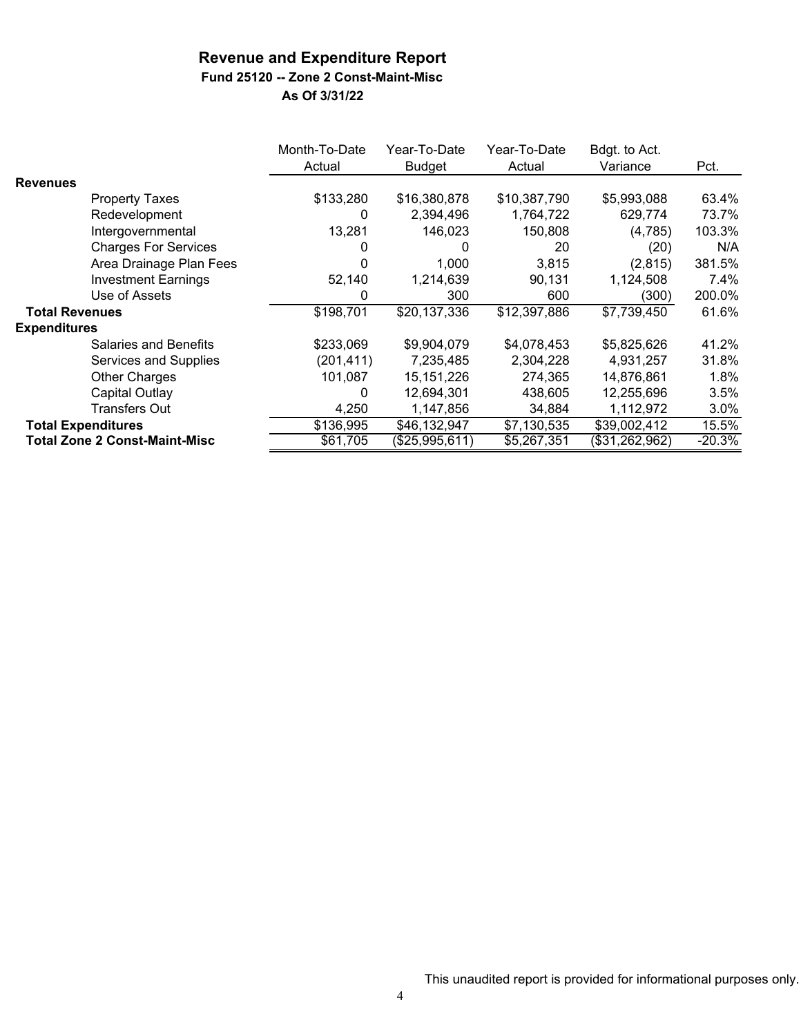# Revenue and Expenditure Report

**Fund 25120 -- Zone 2 Const-Maint-Misc**

**As Of 3/31/22**

| | Month-To-Date Actual | Year-To-Date Budget | Year-To-Date Actual | Bdgt. to Act. Variance | Pct. |
|---|---|---|---|---|---|
| **Revenues** | | | | | |
| Property Taxes | $133,280 | $16,380,878 | $10,387,790 | $5,993,088 | 63.4% |
| Redevelopment | 0 | 2,394,496 | 1,764,722 | 629,774 | 73.7% |
| Intergovernmental | 13,281 | 146,023 | 150,808 | (4,785) | 103.3% |
| Charges For Services | 0 | 0 | 20 | (20) | N/A |
| Area Drainage Plan Fees | 0 | 1,000 | 3,815 | (2,815) | 381.5% |
| Investment Earnings | 52,140 | 1,214,639 | 90,131 | 1,124,508 | 7.4% |
| Use of Assets | 0 | 300 | 600 | (300) | 200.0% |
| **Total Revenues** | $198,701 | $20,137,336 | $12,397,886 | $7,739,450 | 61.6% |
| **Expenditures** | | | | | |
| Salaries and Benefits | $233,069 | $9,904,079 | $4,078,453 | $5,825,626 | 41.2% |
| Services and Supplies | (201,411) | 7,235,485 | 2,304,228 | 4,931,257 | 31.8% |
| Other Charges | 101,087 | 15,151,226 | 274,365 | 14,876,861 | 1.8% |
| Capital Outlay | 0 | 12,694,301 | 438,605 | 12,255,696 | 3.5% |
| Transfers Out | 4,250 | 1,147,856 | 34,884 | 1,112,972 | 3.0% |
| **Total Expenditures** | $136,995 | $46,132,947 | $7,130,535 | $39,002,412 | 15.5% |
| **Total Zone 2 Const-Maint-Misc** | $61,705 | ($25,995,611) | $5,267,351 | ($31,262,962) | -20.3% |

This unaudited report is provided for informational purposes only.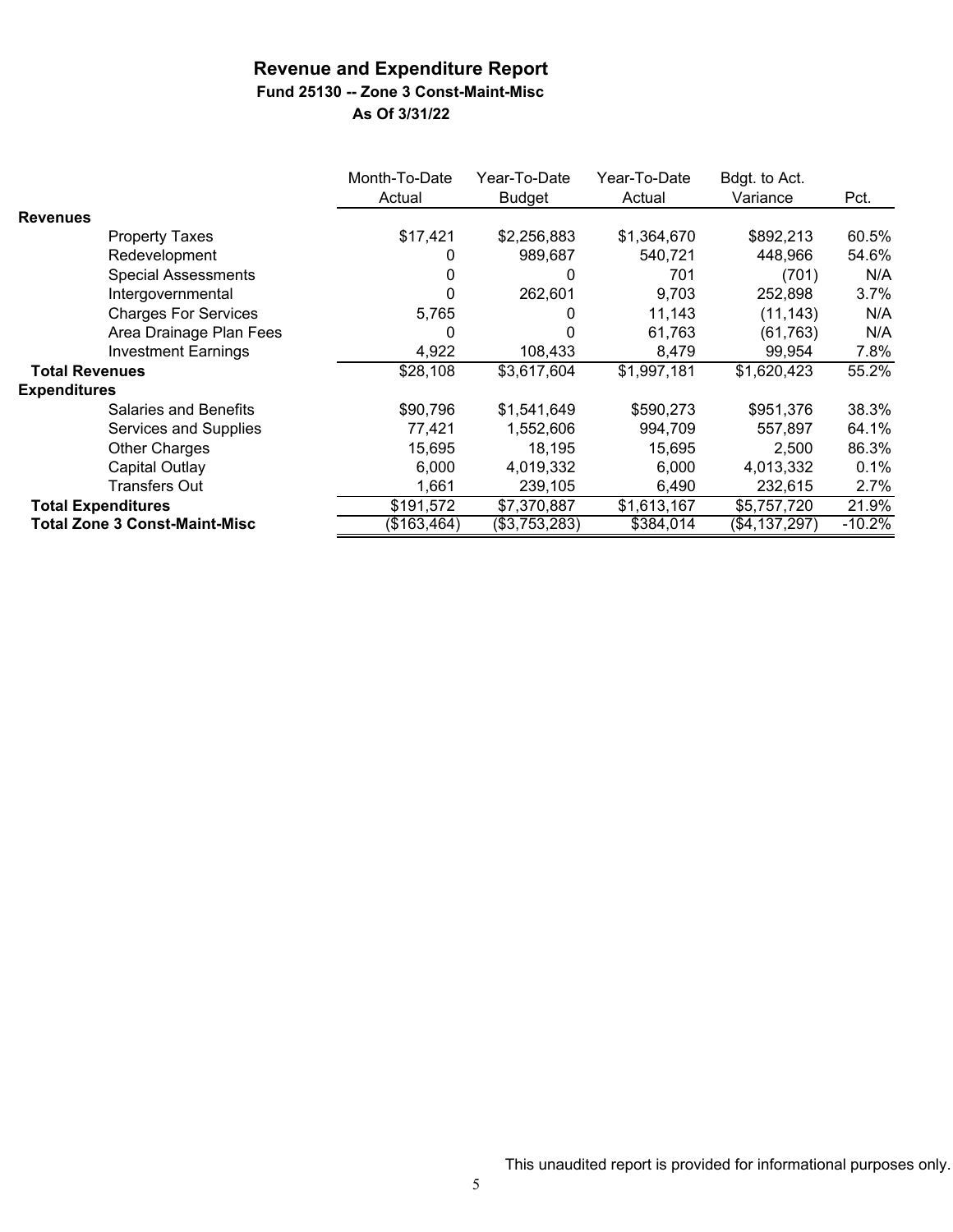# Revenue and Expenditure Report

### Fund 25130 -- Zone 3 Const-Maint-Misc

### As Of 3/31/22

| | Month-To-Date Actual | Year-To-Date Budget | Year-To-Date Actual | Bdgt. to Act. Variance | Pct. |
|---|---|---|---|---|---|
| **Revenues** | | | | | |
| Property Taxes | $17,421 | $2,256,883 | $1,364,670 | $892,213 | 60.5% |
| Redevelopment | 0 | 989,687 | 540,721 | 448,966 | 54.6% |
| Special Assessments | 0 | 0 | 701 | (701) | N/A |
| Intergovernmental | 0 | 262,601 | 9,703 | 252,898 | 3.7% |
| Charges For Services | 5,765 | 0 | 11,143 | (11,143) | N/A |
| Area Drainage Plan Fees | 0 | 0 | 61,763 | (61,763) | N/A |
| Investment Earnings | 4,922 | 108,433 | 8,479 | 99,954 | 7.8% |
| **Total Revenues** | $28,108 | $3,617,604 | $1,997,181 | $1,620,423 | 55.2% |
| **Expenditures** | | | | | |
| Salaries and Benefits | $90,796 | $1,541,649 | $590,273 | $951,376 | 38.3% |
| Services and Supplies | 77,421 | 1,552,606 | 994,709 | 557,897 | 64.1% |
| Other Charges | 15,695 | 18,195 | 15,695 | 2,500 | 86.3% |
| Capital Outlay | 6,000 | 4,019,332 | 6,000 | 4,013,332 | 0.1% |
| Transfers Out | 1,661 | 239,105 | 6,490 | 232,615 | 2.7% |
| **Total Expenditures** | $191,572 | $7,370,887 | $1,613,167 | $5,757,720 | 21.9% |
| **Total Zone 3 Const-Maint-Misc** | ($163,464) | ($3,753,283) | $384,014 | ($4,137,297) | -10.2% |

This unaudited report is provided for informational purposes only.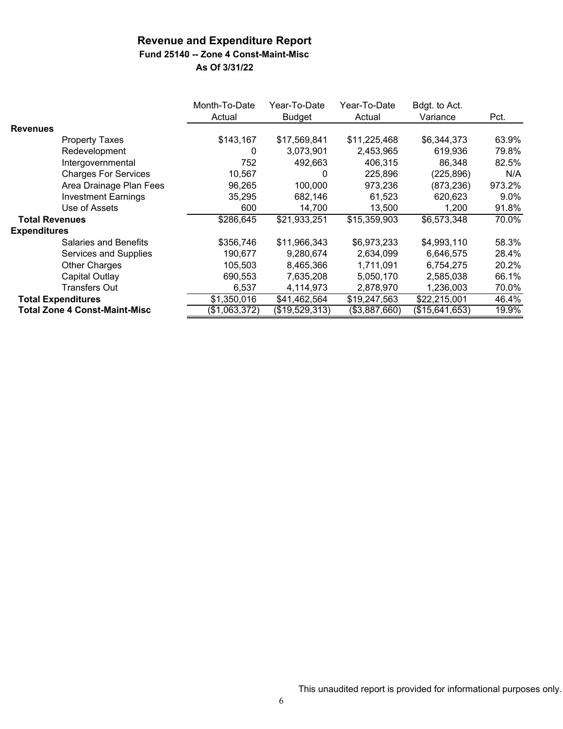## Revenue and Expenditure Report

### Fund 25140 -- Zone 4 Const-Maint-Misc

### As Of 3/31/22

| | Month-To-Date Actual | Year-To-Date Budget | Year-To-Date Actual | Bdgt. to Act. Variance | Pct. |
|---|---|---|---|---|---|
| **Revenues** | | | | | |
| Property Taxes | $143,167 | $17,569,841 | $11,225,468 | $6,344,373 | 63.9% |
| Redevelopment | 0 | 3,073,901 | 2,453,965 | 619,936 | 79.8% |
| Intergovernmental | 752 | 492,663 | 406,315 | 86,348 | 82.5% |
| Charges For Services | 10,567 | 0 | 225,896 | (225,896) | N/A |
| Area Drainage Plan Fees | 96,265 | 100,000 | 973,236 | (873,236) | 973.2% |
| Investment Earnings | 35,295 | 682,146 | 61,523 | 620,623 | 9.0% |
| Use of Assets | 600 | 14,700 | 13,500 | 1,200 | 91.8% |
| **Total Revenues** | $286,645 | $21,933,251 | $15,359,903 | $6,573,348 | 70.0% |
| **Expenditures** | | | | | |
| Salaries and Benefits | $356,746 | $11,966,343 | $6,973,233 | $4,993,110 | 58.3% |
| Services and Supplies | 190,677 | 9,280,674 | 2,634,099 | 6,646,575 | 28.4% |
| Other Charges | 105,503 | 8,465,366 | 1,711,091 | 6,754,275 | 20.2% |
| Capital Outlay | 690,553 | 7,635,208 | 5,050,170 | 2,585,038 | 66.1% |
| Transfers Out | 6,537 | 4,114,973 | 2,878,970 | 1,236,003 | 70.0% |
| **Total Expenditures** | $1,350,016 | $41,462,564 | $19,247,563 | $22,215,001 | 46.4% |
| **Total Zone 4 Const-Maint-Misc** | ($1,063,372) | ($19,529,313) | ($3,887,660) | ($15,641,653) | 19.9% |

This unaudited report is provided for informational purposes only.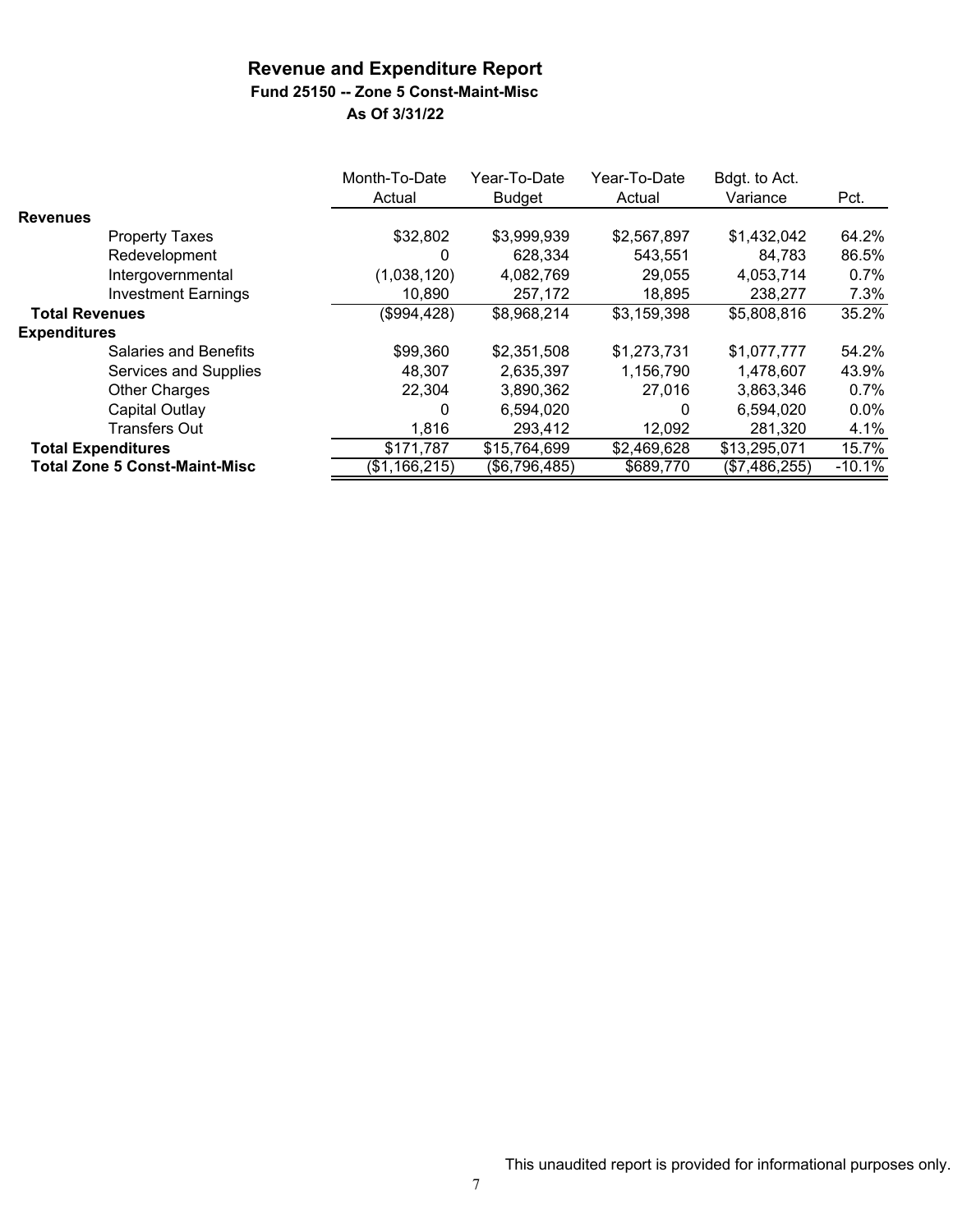## Revenue and Expenditure Report

### Fund 25150 -- Zone 5 Const-Maint-Misc

### As Of 3/31/22

| | Month-To-Date Actual | Year-To-Date Budget | Year-To-Date Actual | Bdgt. to Act. Variance | Pct. |
|---|---|---|---|---|---|
| **Revenues** | | | | | |
| Property Taxes | $32,802 | $3,999,939 | $2,567,897 | $1,432,042 | 64.2% |
| Redevelopment | 0 | 628,334 | 543,551 | 84,783 | 86.5% |
| Intergovernmental | (1,038,120) | 4,082,769 | 29,055 | 4,053,714 | 0.7% |
| Investment Earnings | 10,890 | 257,172 | 18,895 | 238,277 | 7.3% |
| **Total Revenues** | ($994,428) | $8,968,214 | $3,159,398 | $5,808,816 | 35.2% |
| **Expenditures** | | | | | |
| Salaries and Benefits | $99,360 | $2,351,508 | $1,273,731 | $1,077,777 | 54.2% |
| Services and Supplies | 48,307 | 2,635,397 | 1,156,790 | 1,478,607 | 43.9% |
| Other Charges | 22,304 | 3,890,362 | 27,016 | 3,863,346 | 0.7% |
| Capital Outlay | 0 | 6,594,020 | 0 | 6,594,020 | 0.0% |
| Transfers Out | 1,816 | 293,412 | 12,092 | 281,320 | 4.1% |
| **Total Expenditures** | $171,787 | $15,764,699 | $2,469,628 | $13,295,071 | 15.7% |
| **Total Zone 5 Const-Maint-Misc** | ($1,166,215) | ($6,796,485) | $689,770 | ($7,486,255) | -10.1% |

This unaudited report is provided for informational purposes only.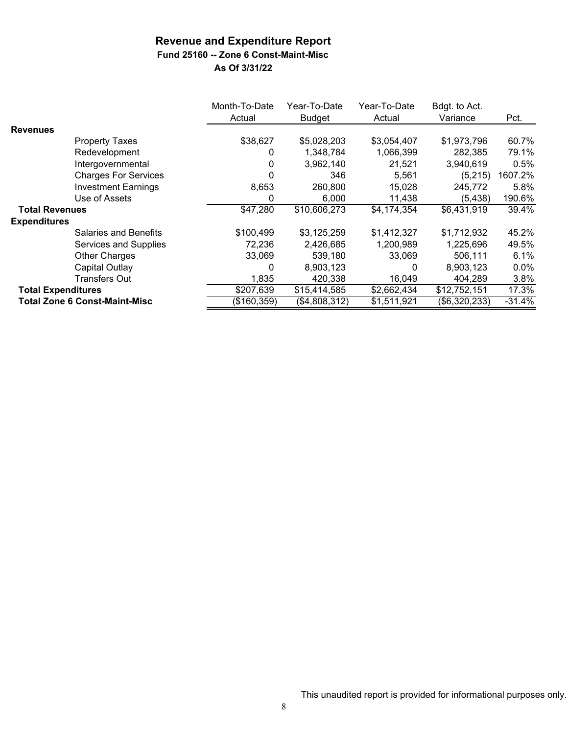# Revenue and Expenditure Report

### Fund 25160 -- Zone 6 Const-Maint-Misc

### As Of 3/31/22

| | Month-To-Date Actual | Year-To-Date Budget | Year-To-Date Actual | Bdgt. to Act. Variance | Pct. |
|---|---|---|---|---|---|
| **Revenues** | | | | | |
| Property Taxes | $38,627 | $5,028,203 | $3,054,407 | $1,973,796 | 60.7% |
| Redevelopment | 0 | 1,348,784 | 1,066,399 | 282,385 | 79.1% |
| Intergovernmental | 0 | 3,962,140 | 21,521 | 3,940,619 | 0.5% |
| Charges For Services | 0 | 346 | 5,561 | (5,215) | 1607.2% |
| Investment Earnings | 8,653 | 260,800 | 15,028 | 245,772 | 5.8% |
| Use of Assets | 0 | 6,000 | 11,438 | (5,438) | 190.6% |
| **Total Revenues** | $47,280 | $10,606,273 | $4,174,354 | $6,431,919 | 39.4% |
| **Expenditures** | | | | | |
| Salaries and Benefits | $100,499 | $3,125,259 | $1,412,327 | $1,712,932 | 45.2% |
| Services and Supplies | 72,236 | 2,426,685 | 1,200,989 | 1,225,696 | 49.5% |
| Other Charges | 33,069 | 539,180 | 33,069 | 506,111 | 6.1% |
| Capital Outlay | 0 | 8,903,123 | 0 | 8,903,123 | 0.0% |
| Transfers Out | 1,835 | 420,338 | 16,049 | 404,289 | 3.8% |
| **Total Expenditures** | $207,639 | $15,414,585 | $2,662,434 | $12,752,151 | 17.3% |
| **Total Zone 6 Const-Maint-Misc** | ($160,359) | ($4,808,312) | $1,511,921 | ($6,320,233) | -31.4% |

This unaudited report is provided for informational purposes only.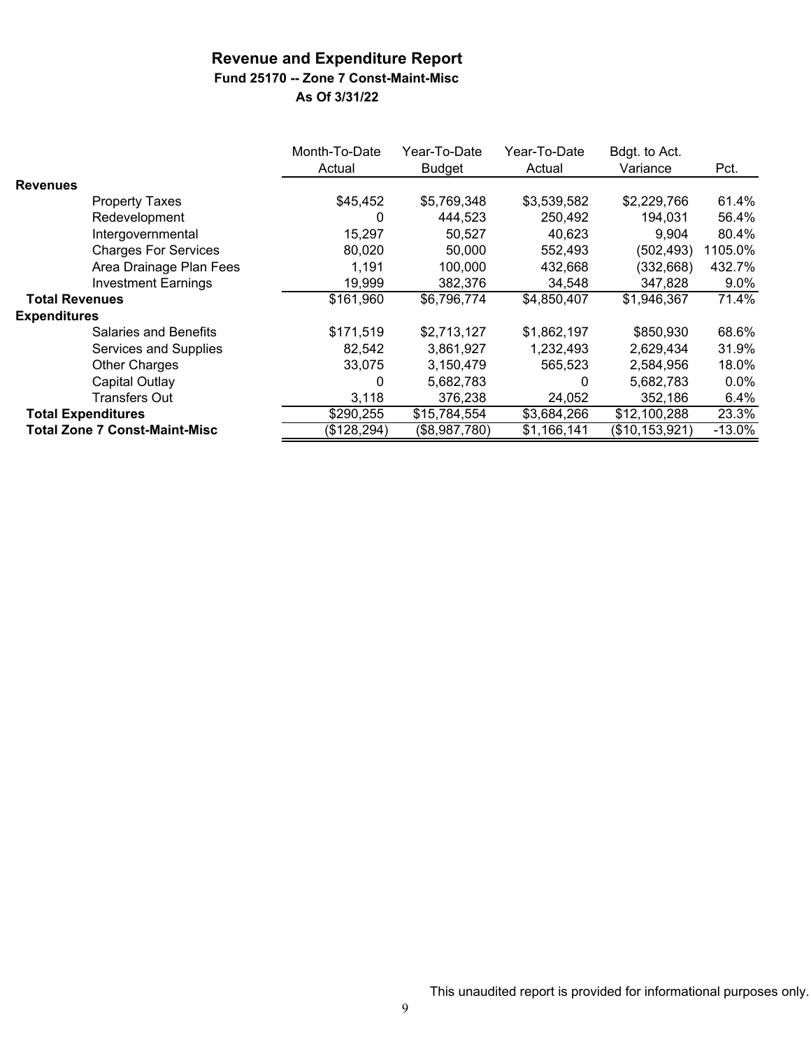# Revenue and Expenditure Report

### Fund 25170 -- Zone 7 Const-Maint-Misc

### As Of 3/31/22

| | Month-To-Date Actual | Year-To-Date Budget | Year-To-Date Actual | Bdgt. to Act. Variance | Pct. |
|---|---|---|---|---|---|
| **Revenues** | | | | | |
| Property Taxes | $45,452 | $5,769,348 | $3,539,582 | $2,229,766 | 61.4% |
| Redevelopment | 0 | 444,523 | 250,492 | 194,031 | 56.4% |
| Intergovernmental | 15,297 | 50,527 | 40,623 | 9,904 | 80.4% |
| Charges For Services | 80,020 | 50,000 | 552,493 | (502,493) | 1105.0% |
| Area Drainage Plan Fees | 1,191 | 100,000 | 432,668 | (332,668) | 432.7% |
| Investment Earnings | 19,999 | 382,376 | 34,548 | 347,828 | 9.0% |
| **Total Revenues** | $161,960 | $6,796,774 | $4,850,407 | $1,946,367 | 71.4% |
| **Expenditures** | | | | | |
| Salaries and Benefits | $171,519 | $2,713,127 | $1,862,197 | $850,930 | 68.6% |
| Services and Supplies | 82,542 | 3,861,927 | 1,232,493 | 2,629,434 | 31.9% |
| Other Charges | 33,075 | 3,150,479 | 565,523 | 2,584,956 | 18.0% |
| Capital Outlay | 0 | 5,682,783 | 0 | 5,682,783 | 0.0% |
| Transfers Out | 3,118 | 376,238 | 24,052 | 352,186 | 6.4% |
| **Total Expenditures** | $290,255 | $15,784,554 | $3,684,266 | $12,100,288 | 23.3% |
| **Total Zone 7 Const-Maint-Misc** | ($128,294) | ($8,987,780) | $1,166,141 | ($10,153,921) | -13.0% |

This unaudited report is provided for informational purposes only.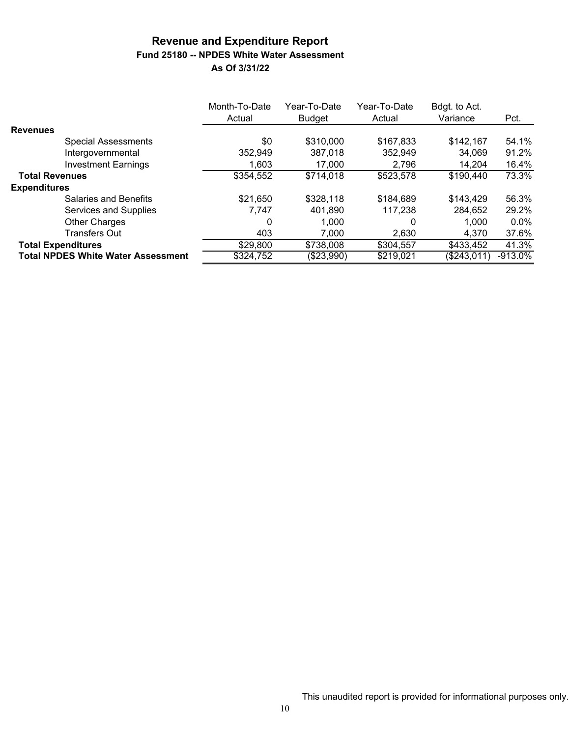# Revenue and Expenditure Report

### Fund 25180 -- NPDES White Water Assessment

### As Of 3/31/22

| | Month-To-Date Actual | Year-To-Date Budget | Year-To-Date Actual | Bdgt. to Act. Variance | Pct. |
|---|---|---|---|---|---|
| **Revenues** | | | | | |
| Special Assessments | $0 | $310,000 | $167,833 | $142,167 | 54.1% |
| Intergovernmental | 352,949 | 387,018 | 352,949 | 34,069 | 91.2% |
| Investment Earnings | 1,603 | 17,000 | 2,796 | 14,204 | 16.4% |
| **Total Revenues** | $354,552 | $714,018 | $523,578 | $190,440 | 73.3% |
| **Expenditures** | | | | | |
| Salaries and Benefits | $21,650 | $328,118 | $184,689 | $143,429 | 56.3% |
| Services and Supplies | 7,747 | 401,890 | 117,238 | 284,652 | 29.2% |
| Other Charges | 0 | 1,000 | 0 | 1,000 | 0.0% |
| Transfers Out | 403 | 7,000 | 2,630 | 4,370 | 37.6% |
| **Total Expenditures** | $29,800 | $738,008 | $304,557 | $433,452 | 41.3% |
| **Total NPDES White Water Assessment** | $324,752 | ($23,990) | $219,021 | ($243,011) | -913.0% |

This unaudited report is provided for informational purposes only.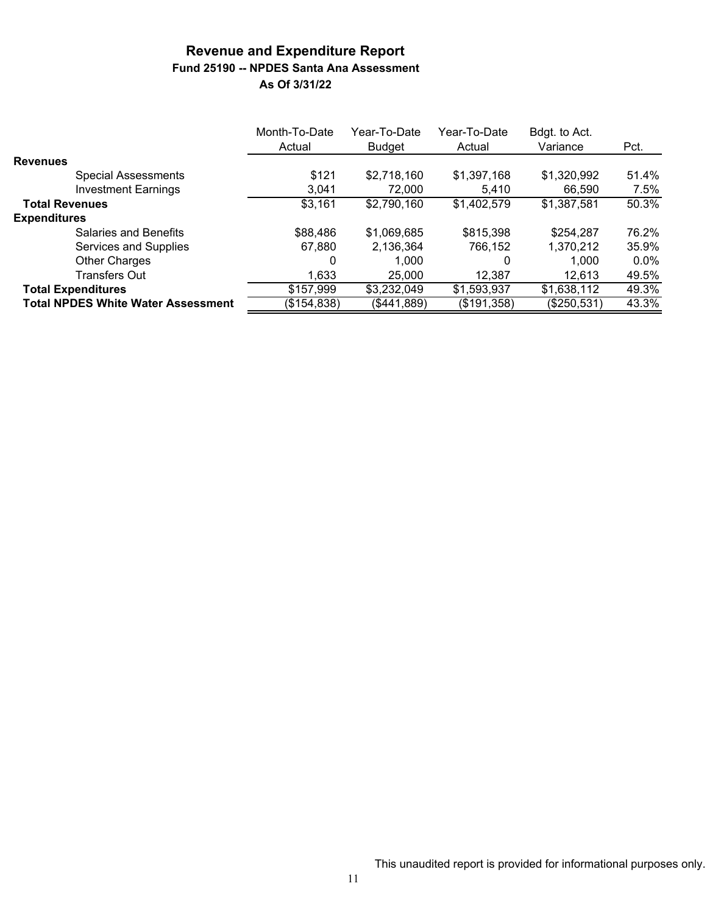# Revenue and Expenditure Report

## Fund 25190 -- NPDES Santa Ana Assessment

### As Of 3/31/22

| | Month-To-Date Actual | Year-To-Date Budget | Year-To-Date Actual | Bdgt. to Act. Variance | Pct. |
|---|---|---|---|---|---|
| **Revenues** | | | | | |
| Special Assessments | $121 | $2,718,160 | $1,397,168 | $1,320,992 | 51.4% |
| Investment Earnings | 3,041 | 72,000 | 5,410 | 66,590 | 7.5% |
| **Total Revenues** | $3,161 | $2,790,160 | $1,402,579 | $1,387,581 | 50.3% |
| **Expenditures** | | | | | |
| Salaries and Benefits | $88,486 | $1,069,685 | $815,398 | $254,287 | 76.2% |
| Services and Supplies | 67,880 | 2,136,364 | 766,152 | 1,370,212 | 35.9% |
| Other Charges | 0 | 1,000 | 0 | 1,000 | 0.0% |
| Transfers Out | 1,633 | 25,000 | 12,387 | 12,613 | 49.5% |
| **Total Expenditures** | $157,999 | $3,232,049 | $1,593,937 | $1,638,112 | 49.3% |
| **Total NPDES White Water Assessment** | ($154,838) | ($441,889) | ($191,358) | ($250,531) | 43.3% |

This unaudited report is provided for informational purposes only.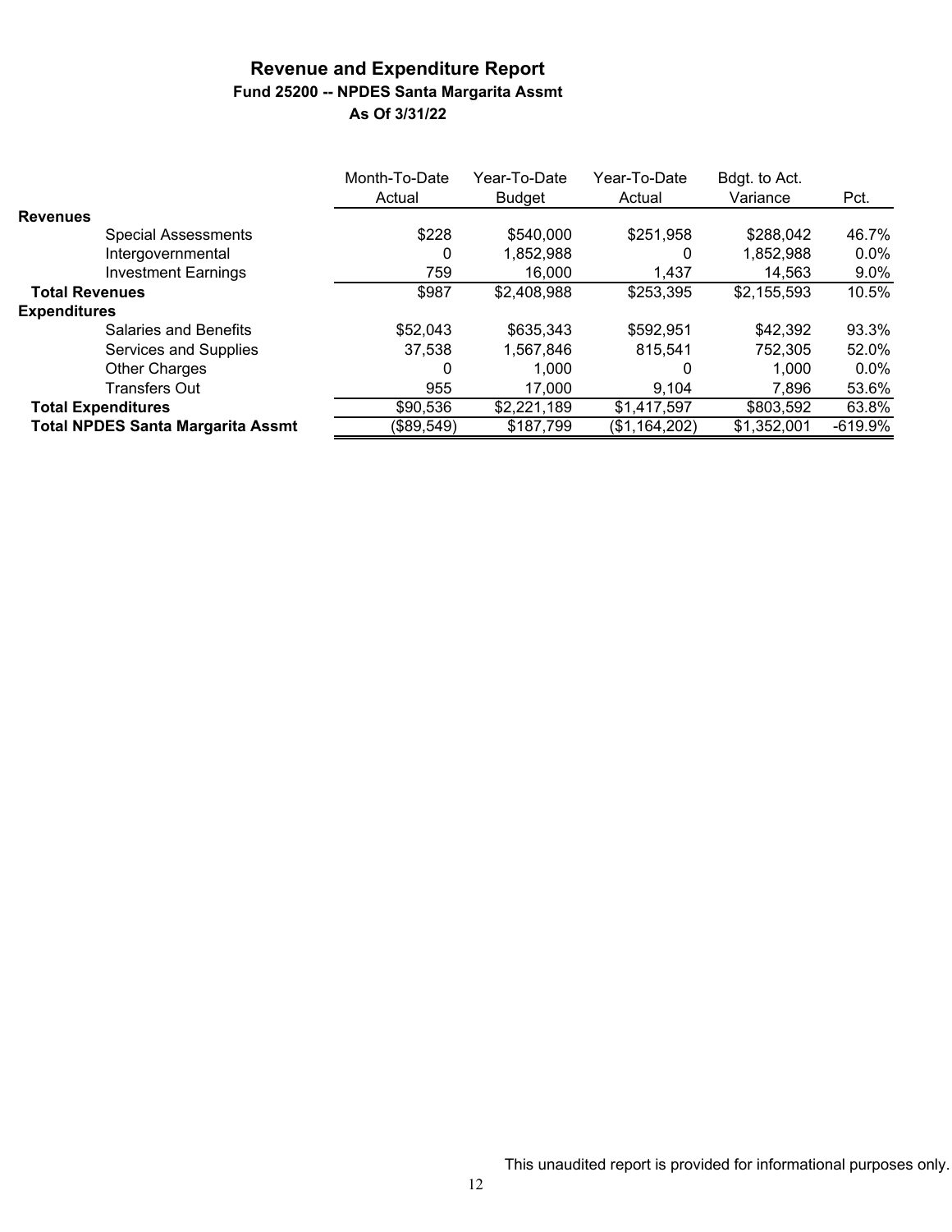# Revenue and Expenditure Report

## Fund 25200 -- NPDES Santa Margarita Assmt

### As Of 3/31/22

| | Month-To-Date Actual | Year-To-Date Budget | Year-To-Date Actual | Bdgt. to Act. Variance | Pct. |
|---|---|---|---|---|---|
| **Revenues** | | | | | |
| Special Assessments | $228 | $540,000 | $251,958 | $288,042 | 46.7% |
| Intergovernmental | 0 | 1,852,988 | 0 | 1,852,988 | 0.0% |
| Investment Earnings | 759 | 16,000 | 1,437 | 14,563 | 9.0% |
| **Total Revenues** | $987 | $2,408,988 | $253,395 | $2,155,593 | 10.5% |
| **Expenditures** | | | | | |
| Salaries and Benefits | $52,043 | $635,343 | $592,951 | $42,392 | 93.3% |
| Services and Supplies | 37,538 | 1,567,846 | 815,541 | 752,305 | 52.0% |
| Other Charges | 0 | 1,000 | 0 | 1,000 | 0.0% |
| Transfers Out | 955 | 17,000 | 9,104 | 7,896 | 53.6% |
| **Total Expenditures** | $90,536 | $2,221,189 | $1,417,597 | $803,592 | 63.8% |
| **Total NPDES Santa Margarita Assmt** | ($89,549) | $187,799 | ($1,164,202) | $1,352,001 | -619.9% |

This unaudited report is provided for informational purposes only.